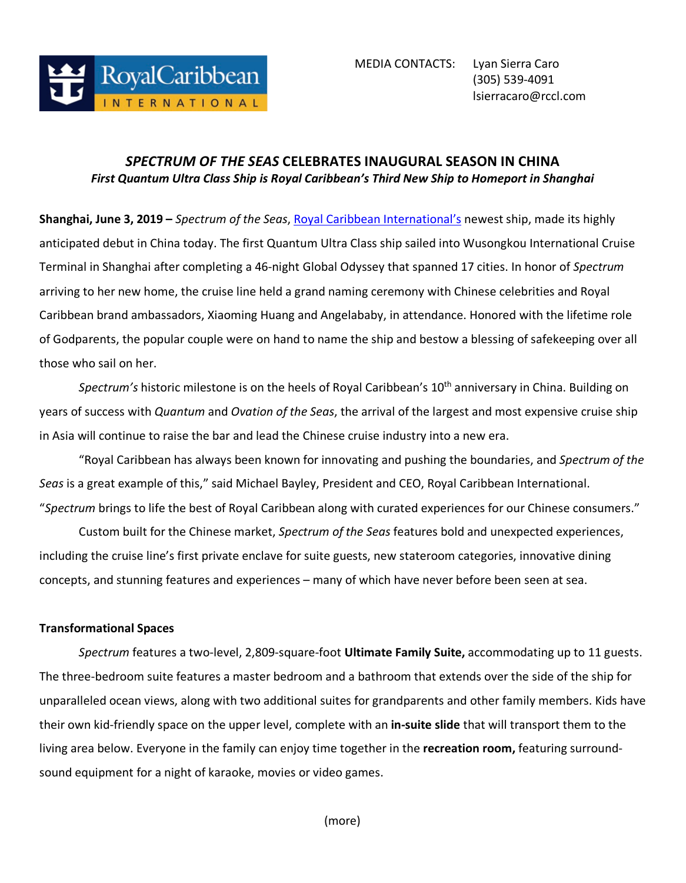MEDIA CONTACTS: Lyan Sierra Caro
(305) 539-4091
lsierracaro@rccl.com

# *SPECTRUM OF THE SEAS* CELEBRATES INAUGURAL SEASON IN CHINA

***First Quantum Ultra Class Ship is Royal Caribbean's Third New Ship to Homeport in Shanghai***

**Shanghai, June 3, 2019 –** *Spectrum of the Seas*, [Royal Caribbean International's](Royal Caribbean International's) newest ship, made its highly anticipated debut in China today. The first Quantum Ultra Class ship sailed into Wusongkou International Cruise Terminal in Shanghai after completing a 46-night Global Odyssey that spanned 17 cities. In honor of *Spectrum* arriving to her new home, the cruise line held a grand naming ceremony with Chinese celebrities and Royal Caribbean brand ambassadors, Xiaoming Huang and Angelababy, in attendance. Honored with the lifetime role of Godparents, the popular couple were on hand to name the ship and bestow a blessing of safekeeping over all those who sail on her.

*Spectrum's* historic milestone is on the heels of Royal Caribbean's 10th anniversary in China. Building on years of success with *Quantum* and *Ovation of the Seas*, the arrival of the largest and most expensive cruise ship in Asia will continue to raise the bar and lead the Chinese cruise industry into a new era.

"Royal Caribbean has always been known for innovating and pushing the boundaries, and *Spectrum of the Seas* is a great example of this," said Michael Bayley, President and CEO, Royal Caribbean International. "*Spectrum* brings to life the best of Royal Caribbean along with curated experiences for our Chinese consumers."

Custom built for the Chinese market, *Spectrum of the Seas* features bold and unexpected experiences, including the cruise line's first private enclave for suite guests, new stateroom categories, innovative dining concepts, and stunning features and experiences – many of which have never before been seen at sea.

## Transformational Spaces

*Spectrum* features a two-level, 2,809-square-foot **Ultimate Family Suite,** accommodating up to 11 guests. The three-bedroom suite features a master bedroom and a bathroom that extends over the side of the ship for unparalleled ocean views, along with two additional suites for grandparents and other family members. Kids have their own kid-friendly space on the upper level, complete with an **in-suite slide** that will transport them to the living area below. Everyone in the family can enjoy time together in the **recreation room,** featuring surround-sound equipment for a night of karaoke, movies or video games.

(more)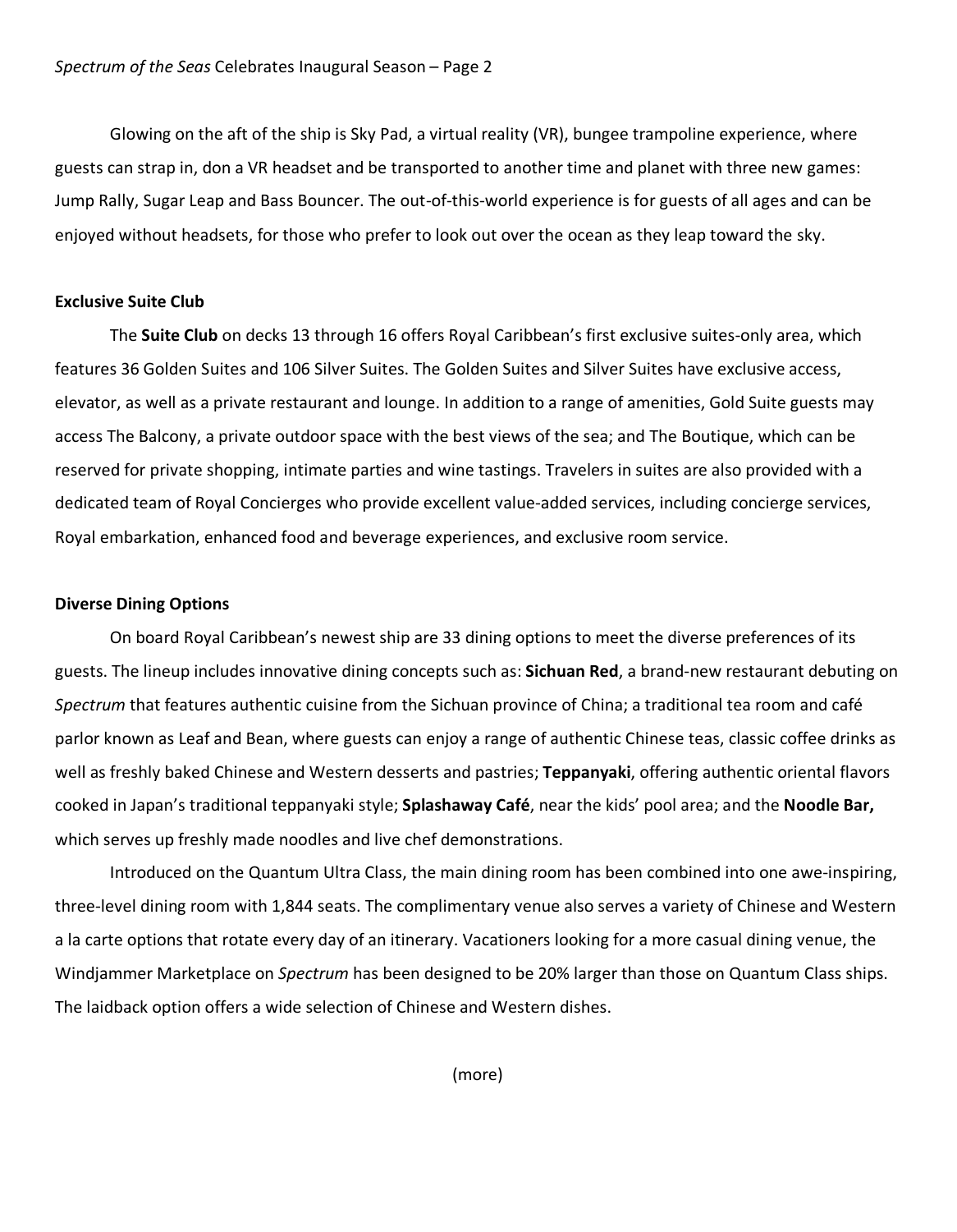Glowing on the aft of the ship is Sky Pad, a virtual reality (VR), bungee trampoline experience, where guests can strap in, don a VR headset and be transported to another time and planet with three new games: Jump Rally, Sugar Leap and Bass Bouncer. The out-of-this-world experience is for guests of all ages and can be enjoyed without headsets, for those who prefer to look out over the ocean as they leap toward the sky.

**Exclusive Suite Club**

The **Suite Club** on decks 13 through 16 offers Royal Caribbean's first exclusive suites-only area, which features 36 Golden Suites and 106 Silver Suites. The Golden Suites and Silver Suites have exclusive access, elevator, as well as a private restaurant and lounge. In addition to a range of amenities, Gold Suite guests may access The Balcony, a private outdoor space with the best views of the sea; and The Boutique, which can be reserved for private shopping, intimate parties and wine tastings. Travelers in suites are also provided with a dedicated team of Royal Concierges who provide excellent value-added services, including concierge services, Royal embarkation, enhanced food and beverage experiences, and exclusive room service.

**Diverse Dining Options**

On board Royal Caribbean's newest ship are 33 dining options to meet the diverse preferences of its guests. The lineup includes innovative dining concepts such as: **Sichuan Red**, a brand-new restaurant debuting on *Spectrum* that features authentic cuisine from the Sichuan province of China; a traditional tea room and café parlor known as Leaf and Bean, where guests can enjoy a range of authentic Chinese teas, classic coffee drinks as well as freshly baked Chinese and Western desserts and pastries; **Teppanyaki**, offering authentic oriental flavors cooked in Japan's traditional teppanyaki style; **Splashaway Café**, near the kids' pool area; and the **Noodle Bar,** which serves up freshly made noodles and live chef demonstrations.

Introduced on the Quantum Ultra Class, the main dining room has been combined into one awe-inspiring, three-level dining room with 1,844 seats. The complimentary venue also serves a variety of Chinese and Western a la carte options that rotate every day of an itinerary. Vacationers looking for a more casual dining venue, the Windjammer Marketplace on *Spectrum* has been designed to be 20% larger than those on Quantum Class ships. The laidback option offers a wide selection of Chinese and Western dishes.

(more)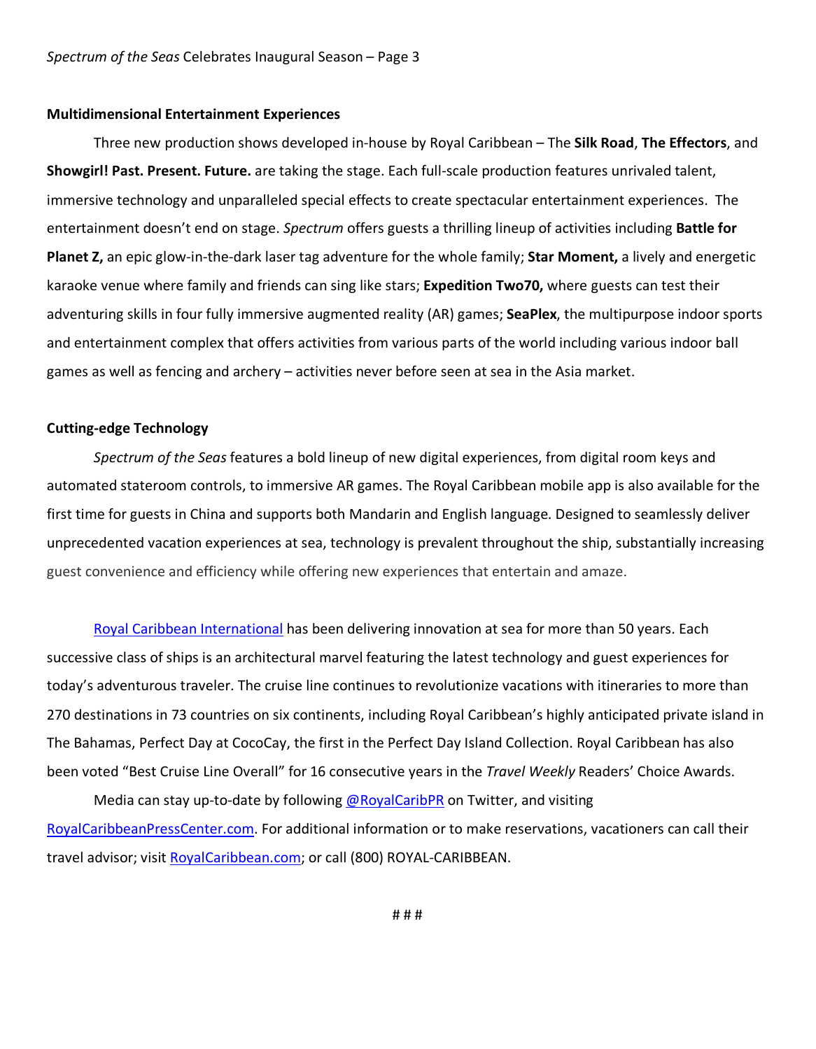**Multidimensional Entertainment Experiences**

Three new production shows developed in-house by Royal Caribbean – The **Silk Road**, **The Effectors**, and **Showgirl! Past. Present. Future.** are taking the stage. Each full-scale production features unrivaled talent, immersive technology and unparalleled special effects to create spectacular entertainment experiences. The entertainment doesn't end on stage. *Spectrum* offers guests a thrilling lineup of activities including **Battle for Planet Z,** an epic glow-in-the-dark laser tag adventure for the whole family; **Star Moment,** a lively and energetic karaoke venue where family and friends can sing like stars; **Expedition Two70,** where guests can test their adventuring skills in four fully immersive augmented reality (AR) games; **SeaPlex**, the multipurpose indoor sports and entertainment complex that offers activities from various parts of the world including various indoor ball games as well as fencing and archery – activities never before seen at sea in the Asia market.

**Cutting-edge Technology**

*Spectrum of the Seas* features a bold lineup of new digital experiences, from digital room keys and automated stateroom controls, to immersive AR games. The Royal Caribbean mobile app is also available for the first time for guests in China and supports both Mandarin and English language. Designed to seamlessly deliver unprecedented vacation experiences at sea, technology is prevalent throughout the ship, substantially increasing guest convenience and efficiency while offering new experiences that entertain and amaze.

Royal Caribbean International has been delivering innovation at sea for more than 50 years. Each successive class of ships is an architectural marvel featuring the latest technology and guest experiences for today's adventurous traveler. The cruise line continues to revolutionize vacations with itineraries to more than 270 destinations in 73 countries on six continents, including Royal Caribbean's highly anticipated private island in The Bahamas, Perfect Day at CocoCay, the first in the Perfect Day Island Collection. Royal Caribbean has also been voted "Best Cruise Line Overall" for 16 consecutive years in the *Travel Weekly* Readers' Choice Awards.

Media can stay up-to-date by following @RoyalCaribPR on Twitter, and visiting RoyalCaribbeanPressCenter.com. For additional information or to make reservations, vacationers can call their travel advisor; visit RoyalCaribbean.com; or call (800) ROYAL-CARIBBEAN.

# # #